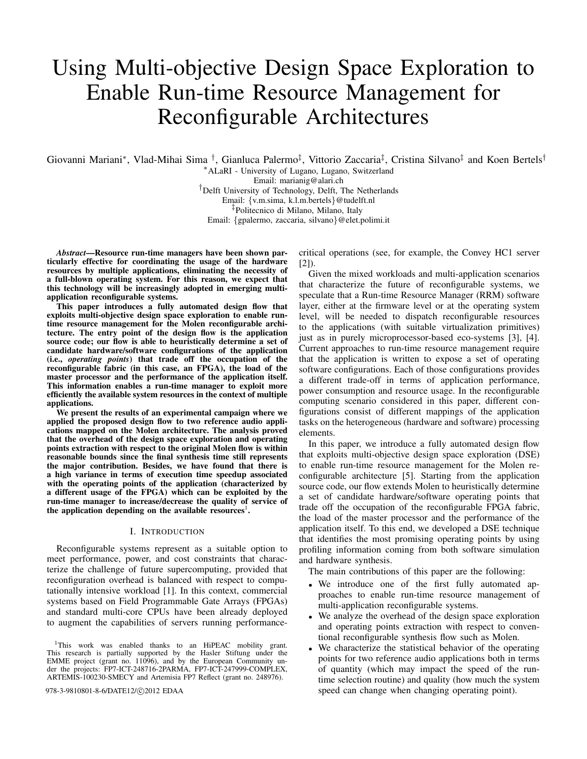# Using Multi-objective Design Space Exploration to Enable Run-time Resource Management for Reconfigurable Architectures

Giovanni Mariani[*], Vlad-Mihai Sima[†], Gianluca Palermo[‡], Vittorio Zaccaria[‡], Cristina Silvano[‡] and Koen Bertels[†]

[*]ALaRI - University of Lugano, Lugano, Switzerland
Email: marianig@alari.ch

[†]Delft University of Technology, Delft, The Netherlands
Email: {v.m.sima, k.l.m.bertels}@tudelft.nl

[‡]Politecnico di Milano, Milano, Italy
Email: {gpalermo, zaccaria, silvano}@elet.polimi.it

***Abstract*—Resource run-time managers have been shown particularly effective for coordinating the usage of the hardware resources by multiple applications, eliminating the necessity of a full-blown operating system. For this reason, we expect that this technology will be increasingly adopted in emerging multi-application reconfigurable systems.**

**This paper introduces a fully automated design flow that exploits multi-objective design space exploration to enable run-time resource management for the Molen reconfigurable architecture. The entry point of the design flow is the application source code; our flow is able to heuristically determine a set of candidate hardware/software configurations of the application (i.e., *operating points*) that trade off the occupation of the reconfigurable fabric (in this case, an FPGA), the load of the master processor and the performance of the application itself. This information enables a run-time manager to exploit more efficiently the available system resources in the context of multiple applications.**

**We present the results of an experimental campaign where we applied the proposed design flow to two reference audio applications mapped on the Molen architecture. The analysis proved that the overhead of the design space exploration and operating points extraction with respect to the original Molen flow is within reasonable bounds since the final synthesis time still represents the major contribution. Besides, we have found that there is a high variance in terms of execution time speedup associated with the operating points of the application (characterized by a different usage of the FPGA) which can be exploited by the run-time manager to increase/decrease the quality of service of the application depending on the available resources[1].**

## I. Introduction

Reconfigurable systems represent as a suitable option to meet performance, power, and cost constraints that characterize the challenge of future supercomputing, provided that reconfiguration overhead is balanced with respect to computationally intensive workload [1]. In this context, commercial systems based on Field Programmable Gate Arrays (FPGAs) and standard multi-core CPUs have been already deployed to augment the capabilities of servers running performance-critical operations (see, for example, the Convey HC1 server [2]).

Given the mixed workloads and multi-application scenarios that characterize the future of reconfigurable systems, we speculate that a Run-time Resource Manager (RRM) software layer, either at the firmware level or at the operating system level, will be needed to dispatch reconfigurable resources to the applications (with suitable virtualization primitives) just as in purely microprocessor-based eco-systems [3], [4]. Current approaches to run-time resource management require that the application is written to expose a set of operating software configurations. Each of those configurations provides a different trade-off in terms of application performance, power consumption and resource usage. In the reconfigurable computing scenario considered in this paper, different configurations consist of different mappings of the application tasks on the heterogeneous (hardware and software) processing elements.

In this paper, we introduce a fully automated design flow that exploits multi-objective design space exploration (DSE) to enable run-time resource management for the Molen reconfigurable architecture [5]. Starting from the application source code, our flow extends Molen to heuristically determine a set of candidate hardware/software operating points that trade off the occupation of the reconfigurable FPGA fabric, the load of the master processor and the performance of the application itself. To this end, we developed a DSE technique that identifies the most promising operating points by using profiling information coming from both software simulation and hardware synthesis.

The main contributions of this paper are the following:

- We introduce one of the first fully automated approaches to enable run-time resource management of multi-application reconfigurable systems.
- We analyze the overhead of the design space exploration and operating points extraction with respect to conventional reconfigurable synthesis flow such as Molen.
- We characterize the statistical behavior of the operating points for two reference audio applications both in terms of quantity (which may impact the speed of the run-time selection routine) and quality (how much the system speed can change when changing operating point).

[1]This work was enabled thanks to an HiPEAC mobility grant. This research is partially supported by the Hasler Stiftung under the EMME project (grant no. 11096), and by the European Community under the projects: FP7-ICT-248716-2PARMA, FP7-ICT-247999-COMPLEX, ARTEMIS-100230-SMECY and Artemisia FP7 Reflect (grant no. 248976).

978-3-9810801-8-6/DATE12/©2012 EDAA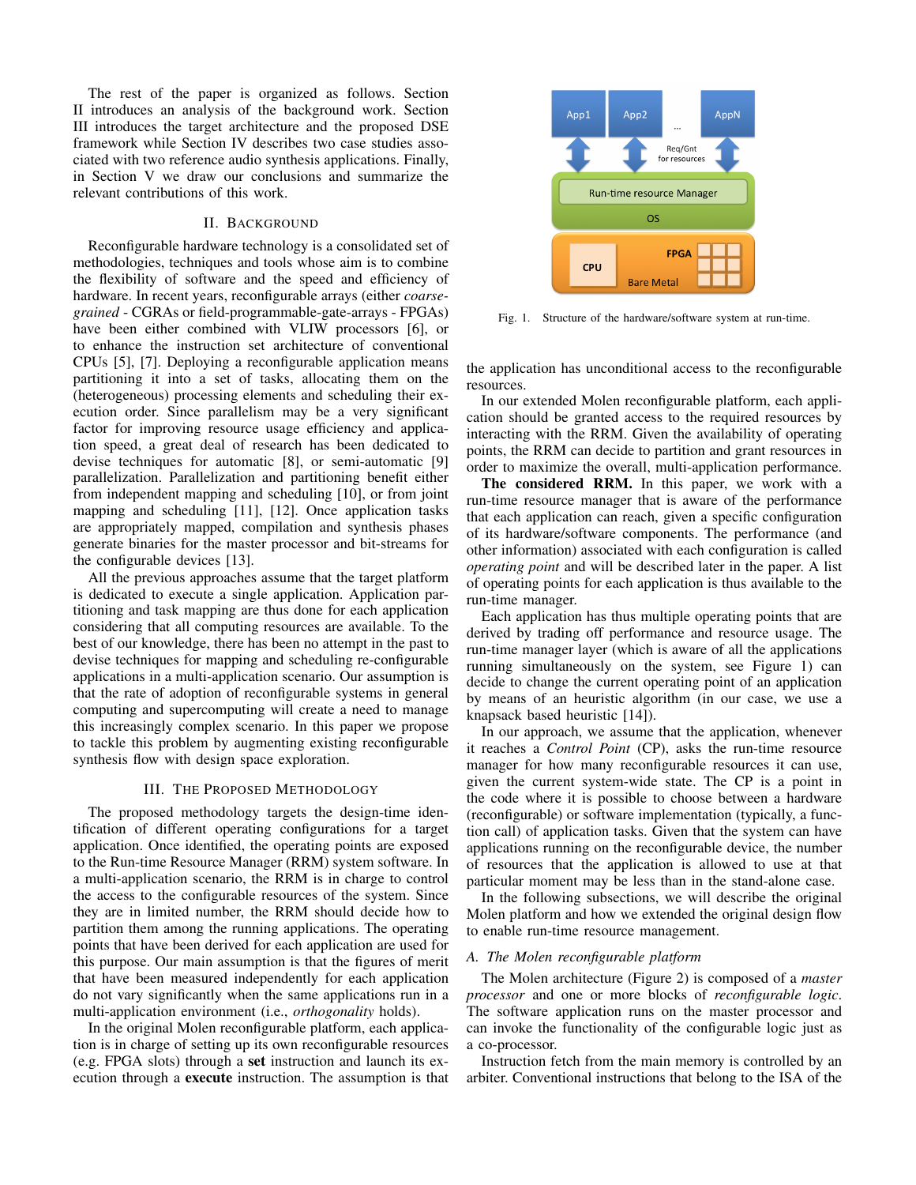The rest of the paper is organized as follows. Section II introduces an analysis of the background work. Section III introduces the target architecture and the proposed DSE framework while Section IV describes two case studies associated with two reference audio synthesis applications. Finally, in Section V we draw our conclusions and summarize the relevant contributions of this work.

## II. Background

Reconfigurable hardware technology is a consolidated set of methodologies, techniques and tools whose aim is to combine the flexibility of software and the speed and efficiency of hardware. In recent years, reconfigurable arrays (either *coarse-grained* - CGRAs or field-programmable-gate-arrays - FPGAs) have been either combined with VLIW processors [6], or to enhance the instruction set architecture of conventional CPUs [5], [7]. Deploying a reconfigurable application means partitioning it into a set of tasks, allocating them on the (heterogeneous) processing elements and scheduling their execution order. Since parallelism may be a very significant factor for improving resource usage efficiency and application speed, a great deal of research has been dedicated to devise techniques for automatic [8], or semi-automatic [9] parallelization. Parallelization and partitioning benefit either from independent mapping and scheduling [10], or from joint mapping and scheduling [11], [12]. Once application tasks are appropriately mapped, compilation and synthesis phases generate binaries for the master processor and bit-streams for the configurable devices [13].

All the previous approaches assume that the target platform is dedicated to execute a single application. Application partitioning and task mapping are thus done for each application considering that all computing resources are available. To the best of our knowledge, there has been no attempt in the past to devise techniques for mapping and scheduling re-configurable applications in a multi-application scenario. Our assumption is that the rate of adoption of reconfigurable systems in general computing and supercomputing will create a need to manage this increasingly complex scenario. In this paper we propose to tackle this problem by augmenting existing reconfigurable synthesis flow with design space exploration.

## III. The Proposed Methodology

The proposed methodology targets the design-time identification of different operating configurations for a target application. Once identified, the operating points are exposed to the Run-time Resource Manager (RRM) system software. In a multi-application scenario, the RRM is in charge to control the access to the configurable resources of the system. Since they are in limited number, the RRM should decide how to partition them among the running applications. The operating points that have been derived for each application are used for this purpose. Our main assumption is that the figures of merit that have been measured independently for each application do not vary significantly when the same applications run in a multi-application environment (i.e., *orthogonality* holds).

In the original Molen reconfigurable platform, each application is in charge of setting up its own reconfigurable resources (e.g. FPGA slots) through a **set** instruction and launch its execution through a **execute** instruction. The assumption is that

App1
App2
...
AppN
Req/Gnt for resources
Run-time resource Manager
OS
CPU
FPGA
Bare Metal

Fig. 1. Structure of the hardware/software system at run-time.

the application has unconditional access to the reconfigurable resources.

In our extended Molen reconfigurable platform, each application should be granted access to the required resources by interacting with the RRM. Given the availability of operating points, the RRM can decide to partition and grant resources in order to maximize the overall, multi-application performance.

**The considered RRM.** In this paper, we work with a run-time resource manager that is aware of the performance that each application can reach, given a specific configuration of its hardware/software components. The performance (and other information) associated with each configuration is called *operating point* and will be described later in the paper. A list of operating points for each application is thus available to the run-time manager.

Each application has thus multiple operating points that are derived by trading off performance and resource usage. The run-time manager layer (which is aware of all the applications running simultaneously on the system, see Figure 1) can decide to change the current operating point of an application by means of an heuristic algorithm (in our case, we use a knapsack based heuristic [14]).

In our approach, we assume that the application, whenever it reaches a *Control Point* (CP), asks the run-time resource manager for how many reconfigurable resources it can use, given the current system-wide state. The CP is a point in the code where it is possible to choose between a hardware (reconfigurable) or software implementation (typically, a function call) of application tasks. Given that the system can have applications running on the reconfigurable device, the number of resources that the application is allowed to use at that particular moment may be less than in the stand-alone case.

In the following subsections, we will describe the original Molen platform and how we extended the original design flow to enable run-time resource management.

### A. The Molen reconfigurable platform

The Molen architecture (Figure 2) is composed of a *master processor* and one or more blocks of *reconfigurable logic*. The software application runs on the master processor and can invoke the functionality of the configurable logic just as a co-processor.

Instruction fetch from the main memory is controlled by an arbiter. Conventional instructions that belong to the ISA of the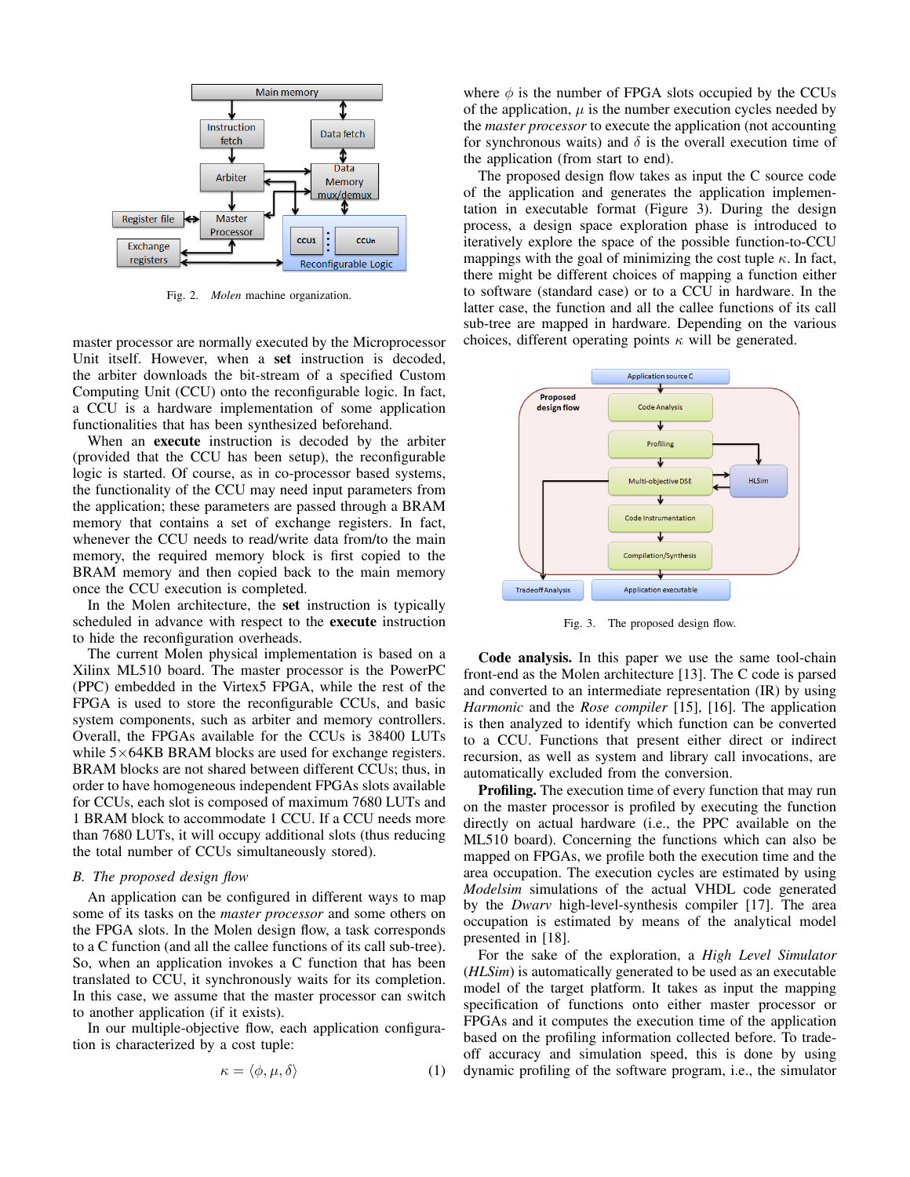Fig. 2. *Molen* machine organization.

master processor are normally executed by the Microprocessor Unit itself. However, when a **set** instruction is decoded, the arbiter downloads the bit-stream of a specified Custom Computing Unit (CCU) onto the reconfigurable logic. In fact, a CCU is a hardware implementation of some application functionalities that has been synthesized beforehand.

When an **execute** instruction is decoded by the arbiter (provided that the CCU has been setup), the reconfigurable logic is started. Of course, as in co-processor based systems, the functionality of the CCU may need input parameters from the application; these parameters are passed through a BRAM memory that contains a set of exchange registers. In fact, whenever the CCU needs to read/write data from/to the main memory, the required memory block is first copied to the BRAM memory and then copied back to the main memory once the CCU execution is completed.

In the Molen architecture, the **set** instruction is typically scheduled in advance with respect to the **execute** instruction to hide the reconfiguration overheads.

The current Molen physical implementation is based on a Xilinx ML510 board. The master processor is the PowerPC (PPC) embedded in the Virtex5 FPGA, while the rest of the FPGA is used to store the reconfigurable CCUs, and basic system components, such as arbiter and memory controllers. Overall, the FPGAs available for the CCUs is 38400 LUTs while 5×64KB BRAM blocks are used for exchange registers. BRAM blocks are not shared between different CCUs; thus, in order to have homogeneous independent FPGAs slots available for CCUs, each slot is composed of maximum 7680 LUTs and 1 BRAM block to accommodate 1 CCU. If a CCU needs more than 7680 LUTs, it will occupy additional slots (thus reducing the total number of CCUs simultaneously stored).

### B. The proposed design flow

An application can be configured in different ways to map some of its tasks on the *master processor* and some others on the FPGA slots. In the Molen design flow, a task corresponds to a C function (and all the callee functions of its call sub-tree). So, when an application invokes a C function that has been translated to CCU, it synchronously waits for its completion. In this case, we assume that the master processor can switch to another application (if it exists).

In our multiple-objective flow, each application configuration is characterized by a cost tuple:

$$\kappa = \langle \phi, \mu, \delta \rangle \qquad (1)$$

where $\phi$ is the number of FPGA slots occupied by the CCUs of the application, $\mu$ is the number execution cycles needed by the *master processor* to execute the application (not accounting for synchronous waits) and $\delta$ is the overall execution time of the application (from start to end).

The proposed design flow takes as input the C source code of the application and generates the application implementation in executable format (Figure 3). During the design process, a design space exploration phase is introduced to iteratively explore the space of the possible function-to-CCU mappings with the goal of minimizing the cost tuple $\kappa$. In fact, there might be different choices of mapping a function either to software (standard case) or to a CCU in hardware. In the latter case, the function and all the callee functions of its call sub-tree are mapped in hardware. Depending on the various choices, different operating points $\kappa$ will be generated.

Fig. 3. The proposed design flow.

**Code analysis.** In this paper we use the same tool-chain front-end as the Molen architecture [13]. The C code is parsed and converted to an intermediate representation (IR) by using *Harmonic* and the *Rose compiler* [15], [16]. The application is then analyzed to identify which function can be converted to a CCU. Functions that present either direct or indirect recursion, as well as system and library call invocations, are automatically excluded from the conversion.

**Profiling.** The execution time of every function that may run on the master processor is profiled by executing the function directly on actual hardware (i.e., the PPC available on the ML510 board). Concerning the functions which can also be mapped on FPGAs, we profile both the execution time and the area occupation. The execution cycles are estimated by using *Modelsim* simulations of the actual VHDL code generated by the *Dwarv* high-level-synthesis compiler [17]. The area occupation is estimated by means of the analytical model presented in [18].

For the sake of the exploration, a *High Level Simulator* (*HLSim*) is automatically generated to be used as an executable model of the target platform. It takes as input the mapping specification of functions onto either master processor or FPGAs and it computes the execution time of the application based on the profiling information collected before. To trade-off accuracy and simulation speed, this is done by using dynamic profiling of the software program, i.e., the simulator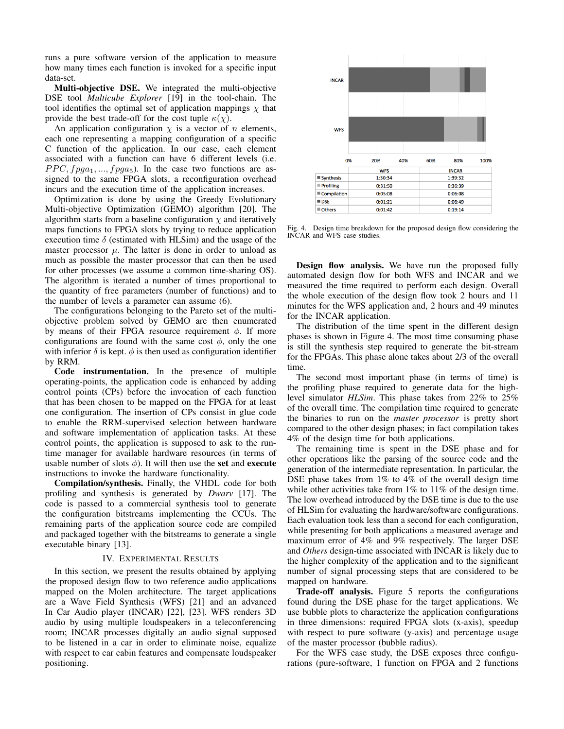runs a pure software version of the application to measure how many times each function is invoked for a specific input data-set.

**Multi-objective DSE.** We integrated the multi-objective DSE tool *Multicube Explorer* [19] in the tool-chain. The tool identifies the optimal set of application mappings $\chi$ that provide the best trade-off for the cost tuple $\kappa(\chi)$.

An application configuration $\chi$ is a vector of $n$ elements, each one representing a mapping configuration of a specific C function of the application. In our case, each element associated with a function can have 6 different levels (i.e. $PPC, fpga_1, ..., fpga_5$). In the case two functions are assigned to the same FPGA slots, a reconfiguration overhead incurs and the execution time of the application increases.

Optimization is done by using the Greedy Evolutionary Multi-objective Optimization (GEMO) algorithm [20]. The algorithm starts from a baseline configuration $\chi$ and iteratively maps functions to FPGA slots by trying to reduce application execution time $\delta$ (estimated with HLSim) and the usage of the master processor $\mu$. The latter is done in order to unload as much as possible the master processor that can then be used for other processes (we assume a common time-sharing OS). The algorithm is iterated a number of times proportional to the quantity of free parameters (number of functions) and to the number of levels a parameter can assume (6).

The configurations belonging to the Pareto set of the multi-objective problem solved by GEMO are then enumerated by means of their FPGA resource requirement $\phi$. If more configurations are found with the same cost $\phi$, only the one with inferior $\delta$ is kept. $\phi$ is then used as configuration identifier by RRM.

**Code instrumentation.** In the presence of multiple operating-points, the application code is enhanced by adding control points (CPs) before the invocation of each function that has been chosen to be mapped on the FPGA for at least one configuration. The insertion of CPs consist in glue code to enable the RRM-supervised selection between hardware and software implementation of application tasks. At these control points, the application is supposed to ask to the run-time manager for available hardware resources (in terms of usable number of slots $\phi$). It will then use the **set** and **execute** instructions to invoke the hardware functionality.

**Compilation/synthesis.** Finally, the VHDL code for both profiling and synthesis is generated by *Dwarv* [17]. The code is passed to a commercial synthesis tool to generate the configuration bitstreams implementing the CCUs. The remaining parts of the application source code are compiled and packaged together with the bitstreams to generate a single executable binary [13].

## IV. Experimental Results

In this section, we present the results obtained by applying the proposed design flow to two reference audio applications mapped on the Molen architecture. The target applications are a Wave Field Synthesis (WFS) [21] and an advanced In Car Audio player (INCAR) [22], [23]. WFS renders 3D audio by using multiple loudspeakers in a teleconferencing room; INCAR processes digitally an audio signal supposed to be listened in a car in order to eliminate noise, equalize with respect to car cabin features and compensate loudspeaker positioning.

| | WFS | INCAR |
|---|---|---|
| Synthesis | 1:30:34 | 1:39:32 |
| Profiling | 0:31:50 | 0:36:39 |
| Compilation | 0:05:08 | 0:06:08 |
| DSE | 0:01:21 | 0:06:49 |
| Others | 0:01:42 | 0:19:14 |

Fig. 4. Design time breakdown for the proposed design flow considering the INCAR and WFS case studies.

**Design flow analysis.** We have run the proposed fully automated design flow for both WFS and INCAR and we measured the time required to perform each design. Overall the whole execution of the design flow took 2 hours and 11 minutes for the WFS application and, 2 hours and 49 minutes for the INCAR application.

The distribution of the time spent in the different design phases is shown in Figure 4. The most time consuming phase is still the synthesis step required to generate the bit-stream for the FPGAs. This phase alone takes about 2/3 of the overall time.

The second most important phase (in terms of time) is the profiling phase required to generate data for the high-level simulator *HLSim*. This phase takes from 22% to 25% of the overall time. The compilation time required to generate the binaries to run on the *master processor* is pretty short compared to the other design phases; in fact compilation takes 4% of the design time for both applications.

The remaining time is spent in the DSE phase and for other operations like the parsing of the source code and the generation of the intermediate representation. In particular, the DSE phase takes from 1% to 4% of the overall design time while other activities take from 1% to 11% of the design time. The low overhead introduced by the DSE time is due to the use of HLSim for evaluating the hardware/software configurations. Each evaluation took less than a second for each configuration, while presenting for both applications a measured average and maximum error of 4% and 9% respectively. The larger DSE and *Others* design-time associated with INCAR is likely due to the higher complexity of the application and to the significant number of signal processing steps that are considered to be mapped on hardware.

**Trade-off analysis.** Figure 5 reports the configurations found during the DSE phase for the target applications. We use bubble plots to characterize the application configurations in three dimensions: required FPGA slots (x-axis), speedup with respect to pure software (y-axis) and percentage usage of the master processor (bubble radius).

For the WFS case study, the DSE exposes three configurations (pure-software, 1 function on FPGA and 2 functions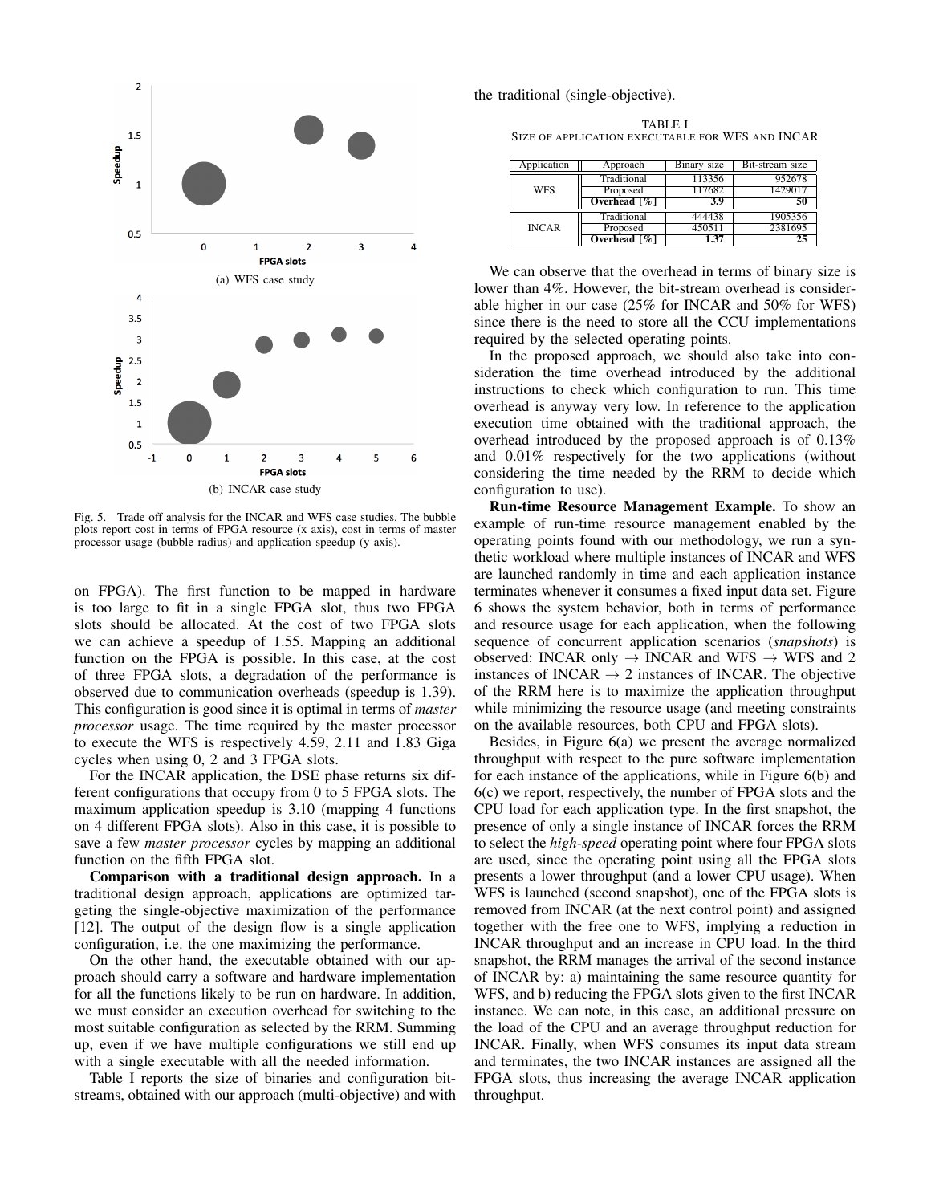(a) WFS case study

(b) INCAR case study

Fig. 5. Trade off analysis for the INCAR and WFS case studies. The bubble plots report cost in terms of FPGA resource (x axis), cost in terms of master processor usage (bubble radius) and application speedup (y axis).

on FPGA). The first function to be mapped in hardware is too large to fit in a single FPGA slot, thus two FPGA slots should be allocated. At the cost of two FPGA slots we can achieve a speedup of 1.55. Mapping an additional function on the FPGA is possible. In this case, at the cost of three FPGA slots, a degradation of the performance is observed due to communication overheads (speedup is 1.39). This configuration is good since it is optimal in terms of *master processor* usage. The time required by the master processor to execute the WFS is respectively 4.59, 2.11 and 1.83 Giga cycles when using 0, 2 and 3 FPGA slots.

For the INCAR application, the DSE phase returns six different configurations that occupy from 0 to 5 FPGA slots. The maximum application speedup is 3.10 (mapping 4 functions on 4 different FPGA slots). Also in this case, it is possible to save a few *master processor* cycles by mapping an additional function on the fifth FPGA slot.

**Comparison with a traditional design approach.** In a traditional design approach, applications are optimized targeting the single-objective maximization of the performance [12]. The output of the design flow is a single application configuration, i.e. the one maximizing the performance.

On the other hand, the executable obtained with our approach should carry a software and hardware implementation for all the functions likely to be run on hardware. In addition, we must consider an execution overhead for switching to the most suitable configuration as selected by the RRM. Summing up, even if we have multiple configurations we still end up with a single executable with all the needed information.

Table I reports the size of binaries and configuration bitstreams, obtained with our approach (multi-objective) and with the traditional (single-objective).

TABLE I
SIZE OF APPLICATION EXECUTABLE FOR WFS AND INCAR

| Application | Approach | Binary size | Bit-stream size |
|---|---|---|---|
| WFS | Traditional | 113356 | 952678 |
| | Proposed | 117682 | 1429017 |
| | **Overhead [%]** | **3.9** | **50** |
| INCAR | Traditional | 444438 | 1905356 |
| | Proposed | 450511 | 2381695 |
| | **Overhead [%]** | **1.37** | **25** |

We can observe that the overhead in terms of binary size is lower than 4%. However, the bit-stream overhead is considerable higher in our case (25% for INCAR and 50% for WFS) since there is the need to store all the CCU implementations required by the selected operating points.

In the proposed approach, we should also take into consideration the time overhead introduced by the additional instructions to check which configuration to run. This time overhead is anyway very low. In reference to the application execution time obtained with the traditional approach, the overhead introduced by the proposed approach is of 0.13% and 0.01% respectively for the two applications (without considering the time needed by the RRM to decide which configuration to use).

**Run-time Resource Management Example.** To show an example of run-time resource management enabled by the operating points found with our methodology, we run a synthetic workload where multiple instances of INCAR and WFS are launched randomly in time and each application instance terminates whenever it consumes a fixed input data set. Figure 6 shows the system behavior, both in terms of performance and resource usage for each application, when the following sequence of concurrent application scenarios (*snapshots*) is observed: INCAR only → INCAR and WFS → WFS and 2 instances of INCAR → 2 instances of INCAR. The objective of the RRM here is to maximize the application throughput while minimizing the resource usage (and meeting constraints on the available resources, both CPU and FPGA slots).

Besides, in Figure 6(a) we present the average normalized throughput with respect to the pure software implementation for each instance of the applications, while in Figure 6(b) and 6(c) we report, respectively, the number of FPGA slots and the CPU load for each application type. In the first snapshot, the presence of only a single instance of INCAR forces the RRM to select the *high-speed* operating point where four FPGA slots are used, since the operating point using all the FPGA slots presents a lower throughput (and a lower CPU usage). When WFS is launched (second snapshot), one of the FPGA slots is removed from INCAR (at the next control point) and assigned together with the free one to WFS, implying a reduction in INCAR throughput and an increase in CPU load. In the third snapshot, the RRM manages the arrival of the second instance of INCAR by: a) maintaining the same resource quantity for WFS, and b) reducing the FPGA slots given to the first INCAR instance. We can note, in this case, an additional pressure on the load of the CPU and an average throughput reduction for INCAR. Finally, when WFS consumes its input data stream and terminates, the two INCAR instances are assigned all the FPGA slots, thus increasing the average INCAR application throughput.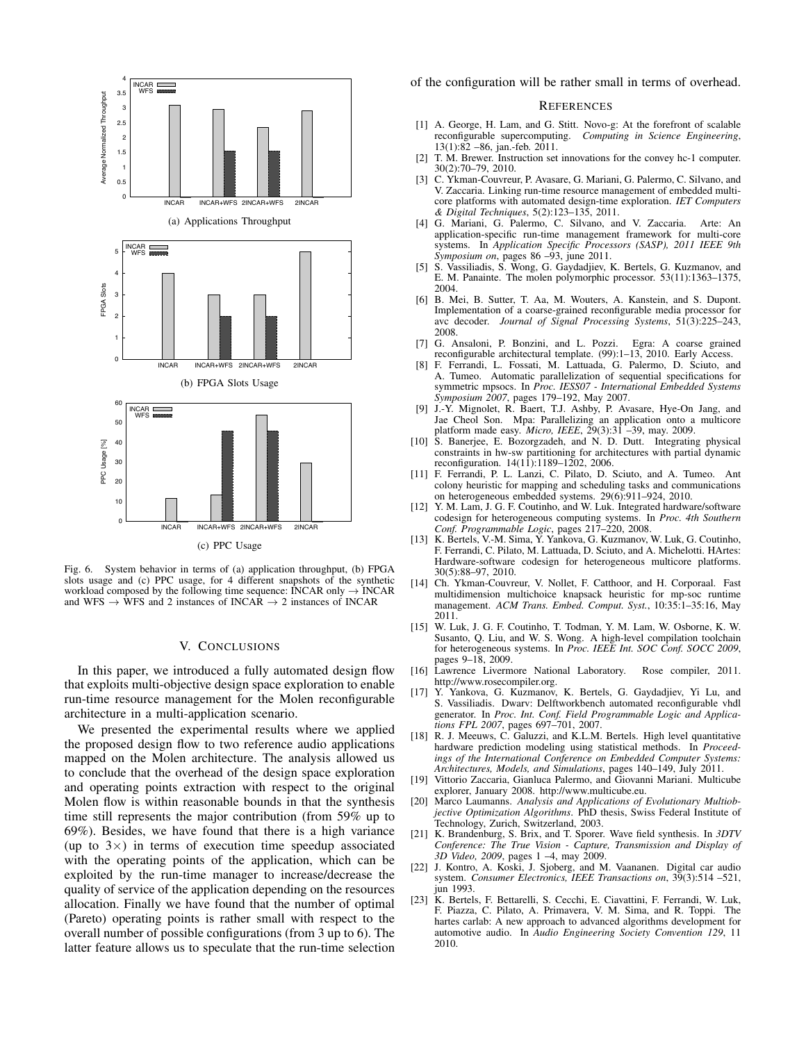4
3.5
3
2.5
2
1.5
1
0.5
0

Average Normalized Throughput

INCAR
WFS

INCAR INCAR+WFS 2INCAR+WFS 2INCAR

(a) Applications Throughput

5
4
3
2
1
0

FPGA Slots

INCAR
WFS

INCAR INCAR+WFS 2INCAR+WFS 2INCAR

(b) FPGA Slots Usage

60
50
40
30
20
10
0

PPC Usage [%]

INCAR
WFS

INCAR INCAR+WFS 2INCAR+WFS 2INCAR

(c) PPC Usage

Fig. 6. System behavior in terms of (a) application throughput, (b) FPGA slots usage and (c) PPC usage, for 4 different snapshots of the synthetic workload composed by the following time sequence: INCAR only → INCAR and WFS → WFS and 2 instances of INCAR → 2 instances of INCAR

## V. Conclusions

In this paper, we introduced a fully automated design flow that exploits multi-objective design space exploration to enable run-time resource management for the Molen reconfigurable architecture in a multi-application scenario.

We presented the experimental results where we applied the proposed design flow to two reference audio applications mapped on the Molen architecture. The analysis allowed us to conclude that the overhead of the design space exploration and operating points extraction with respect to the original Molen flow is within reasonable bounds in that the synthesis time still represents the major contribution (from 59% up to 69%). Besides, we have found that there is a high variance (up to $3\times$) in terms of execution time speedup associated with the operating points of the application, which can be exploited by the run-time manager to increase/decrease the quality of service of the application depending on the resources allocation. Finally we have found that the number of optimal (Pareto) operating points is rather small with respect to the overall number of possible configurations (from 3 up to 6). The latter feature allows us to speculate that the run-time selection of the configuration will be rather small in terms of overhead.

## References

[1] A. George, H. Lam, and G. Stitt. Novo-g: At the forefront of scalable reconfigurable supercomputing. *Computing in Science Engineering*, 13(1):82 –86, jan.-feb. 2011.

[2] T. M. Brewer. Instruction set innovations for the convey hc-1 computer. 30(2):70–79, 2010.

[3] C. Ykman-Couvreur, P. Avasare, G. Mariani, G. Palermo, C. Silvano, and V. Zaccaria. Linking run-time resource management of embedded multi-core platforms with automated design-time exploration. *IET Computers & Digital Techniques*, 5(2):123–135, 2011.

[4] G. Mariani, G. Palermo, C. Silvano, and V. Zaccaria. Arte: An application-specific run-time management framework for multi-core systems. In *Application Specific Processors (SASP), 2011 IEEE 9th Symposium on*, pages 86 –93, june 2011.

[5] S. Vassiliadis, S. Wong, G. Gaydadjiev, K. Bertels, G. Kuzmanov, and E. M. Panainte. The molen polymorphic processor. 53(11):1363–1375, 2004.

[6] B. Mei, B. Sutter, T. Aa, M. Wouters, A. Kanstein, and S. Dupont. Implementation of a coarse-grained reconfigurable media processor for avc decoder. *Journal of Signal Processing Systems*, 51(3):225–243, 2008.

[7] G. Ansaloni, P. Bonzini, and L. Pozzi. Egra: A coarse grained reconfigurable architectural template. (99):1–13, 2010. Early Access.

[8] F. Ferrandi, L. Fossati, M. Lattuada, G. Palermo, D. Sciuto, and A. Tumeo. Automatic parallelization of sequential specifications for symmetric mpsocs. In *Proc. IESS07 - International Embedded Systems Symposium 2007*, pages 179–192, May 2007.

[9] J.-Y. Mignolet, R. Baert, T.J. Ashby, P. Avasare, Hye-On Jang, and Jae Cheol Son. Mpa: Parallelizing an application onto a multicore platform made easy. *Micro, IEEE*, 29(3):31 –39, may. 2009.

[10] S. Banerjee, E. Bozorgzadeh, and N. D. Dutt. Integrating physical constraints in hw-sw partitioning for architectures with partial dynamic reconfiguration. 14(11):1189–1202, 2006.

[11] F. Ferrandi, P. L. Lanzi, C. Pilato, D. Sciuto, and A. Tumeo. Ant colony heuristic for mapping and scheduling tasks and communications on heterogeneous embedded systems. 29(6):911–924, 2010.

[12] Y. M. Lam, J. G. F. Coutinho, and W. Luk. Integrated hardware/software codesign for heterogeneous computing systems. In *Proc. 4th Southern Conf. Programmable Logic*, pages 217–220, 2008.

[13] K. Bertels, V.-M. Sima, Y. Yankova, G. Kuzmanov, W. Luk, G. Coutinho, F. Ferrandi, C. Pilato, M. Lattuada, D. Sciuto, and A. Michelotti. HArtes: Hardware-software codesign for heterogeneous multicore platforms. 30(5):88–97, 2010.

[14] Ch. Ykman-Couvreur, V. Nollet, F. Catthoor, and H. Corporaal. Fast multidimension multichoice knapsack heuristic for mp-soc runtime management. *ACM Trans. Embed. Comput. Syst.*, 10:35:1–35:16, May 2011.

[15] W. Luk, J. G. F. Coutinho, T. Todman, Y. M. Lam, W. Osborne, K. W. Susanto, Q. Liu, and W. S. Wong. A high-level compilation toolchain for heterogeneous systems. In *Proc. IEEE Int. SOC Conf. SOCC 2009*, pages 9–18, 2009.

[16] Lawrence Livermore National Laboratory. Rose compiler, 2011. http://www.rosecompiler.org.

[17] Y. Yankova, G. Kuzmanov, K. Bertels, G. Gaydadjiev, Yi Lu, and S. Vassiliadis. Dwarv: Delftworkbench automated reconfigurable vhdl generator. In *Proc. Int. Conf. Field Programmable Logic and Applications FPL 2007*, pages 697–701, 2007.

[18] R. J. Meeuws, C. Galuzzi, and K.L.M. Bertels. High level quantitative hardware prediction modeling using statistical methods. In *Proceedings of the International Conference on Embedded Computer Systems: Architectures, Models, and Simulations*, pages 140–149, July 2011.

[19] Vittorio Zaccaria, Gianluca Palermo, and Giovanni Mariani. Multicube explorer, January 2008. http://www.multicube.eu.

[20] Marco Laumanns. *Analysis and Applications of Evolutionary Multiobjective Optimization Algorithms*. PhD thesis, Swiss Federal Institute of Technology, Zurich, Switzerland, 2003.

[21] K. Brandenburg, S. Brix, and T. Sporer. Wave field synthesis. In *3DTV Conference: The True Vision - Capture, Transmission and Display of 3D Video, 2009*, pages 1 –4, may 2009.

[22] J. Kontro, A. Koski, J. Sjoberg, and M. Vaananen. Digital car audio system. *Consumer Electronics, IEEE Transactions on*, 39(3):514 –521, jun 1993.

[23] K. Bertels, F. Bettarelli, S. Cecchi, E. Ciavattini, F. Ferrandi, W. Luk, F. Piazza, C. Pilato, A. Primavera, V. M. Sima, and R. Toppi. The hartes carlab: A new approach to advanced algorithms development for automotive audio. In *Audio Engineering Society Convention 129*, 11 2010.